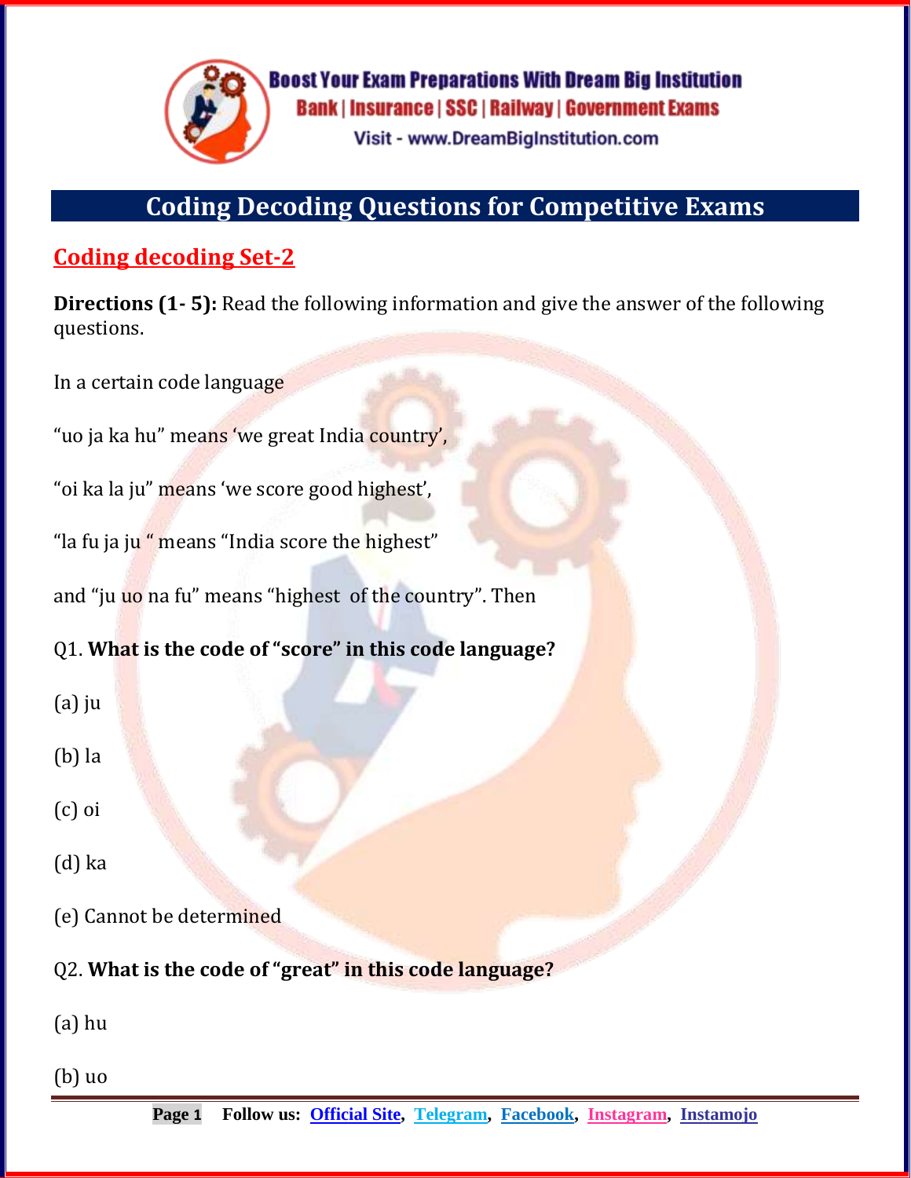# Coding Decoding Questions for Competitive Exams

## Coding decoding Set-2

**Directions (1- 5):** Read the following information and give the answer of the following questions.

In a certain code language

"uo ja ka hu" means 'we great India country',

"oi ka la ju" means 'we score good highest',

"la fu ja ju " means "India score the highest"

and "ju uo na fu" means "highest of the country". Then

Q1. **What is the code of "score" in this code language?**

(a) ju

(b) la

(c) oi

(d) ka

(e) Cannot be determined

Q2. **What is the code of "great" in this code language?**

(a) hu

(b) uo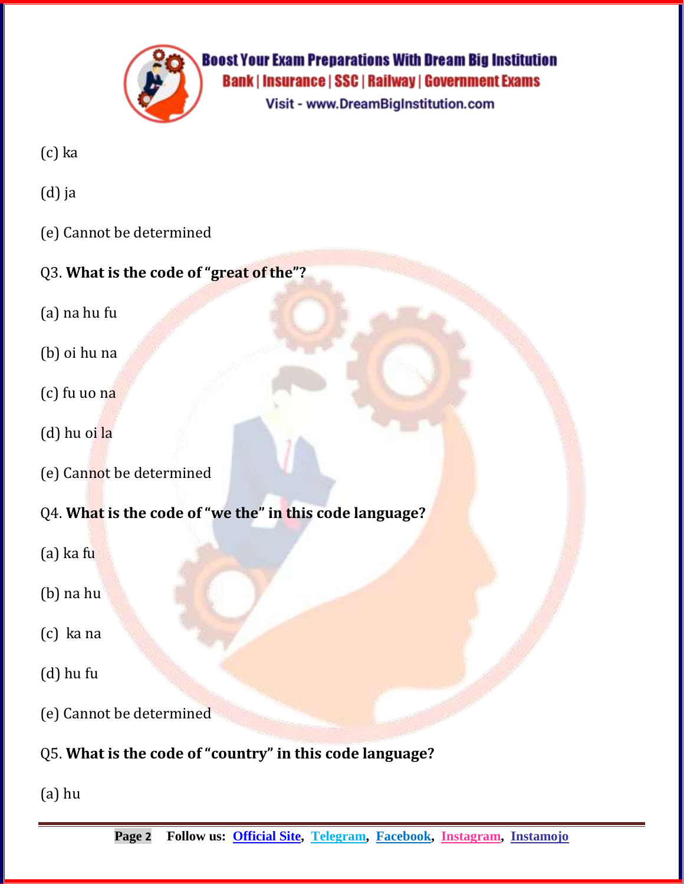(c) ka

(d) ja

(e) Cannot be determined

Q3. **What is the code of "great of the"?**

(a) na hu fu

(b) oi hu na

(c) fu uo na

(d) hu oi la

(e) Cannot be determined

Q4. **What is the code of "we the" in this code language?**

(a) ka fu

(b) na hu

(c) ka na

(d) hu fu

(e) Cannot be determined

Q5. **What is the code of "country" in this code language?**

(a) hu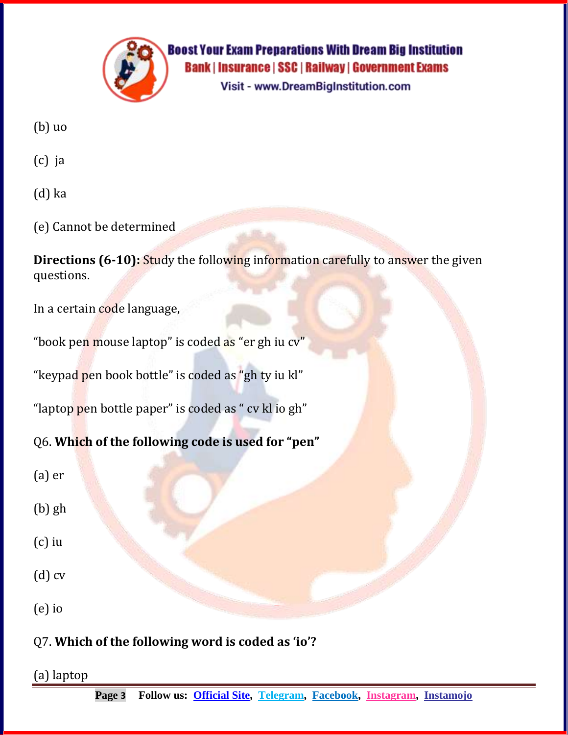(b) uo

(c) ja

(d) ka

(e) Cannot be determined

**Directions (6-10):** Study the following information carefully to answer the given questions.

In a certain code language,

“book pen mouse laptop” is coded as “er gh iu cv”

“keypad pen book bottle” is coded as “gh ty iu kl”

“laptop pen bottle paper” is coded as “ cv kl io gh”

Q6. **Which of the following code is used for “pen”**

(a) er

(b) gh

(c) iu

(d) cv

(e) io

Q7. **Which of the following word is coded as ‘io’?**

(a) laptop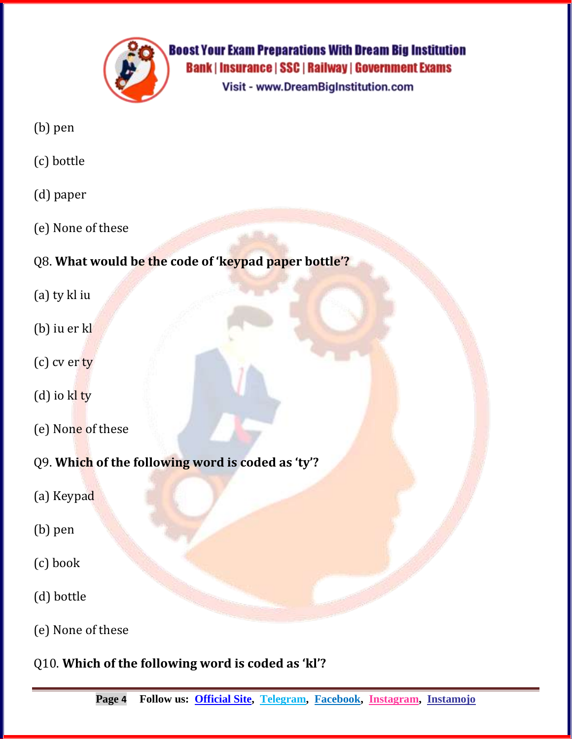(b) pen

(c) bottle

(d) paper

(e) None of these

Q8. **What would be the code of 'keypad paper bottle'?**

(a) ty kl iu

(b) iu er kl

(c) cv er ty

(d) io kl ty

(e) None of these

Q9. **Which of the following word is coded as 'ty'?**

(a) Keypad

(b) pen

(c) book

(d) bottle

(e) None of these

Q10. **Which of the following word is coded as 'kl'?**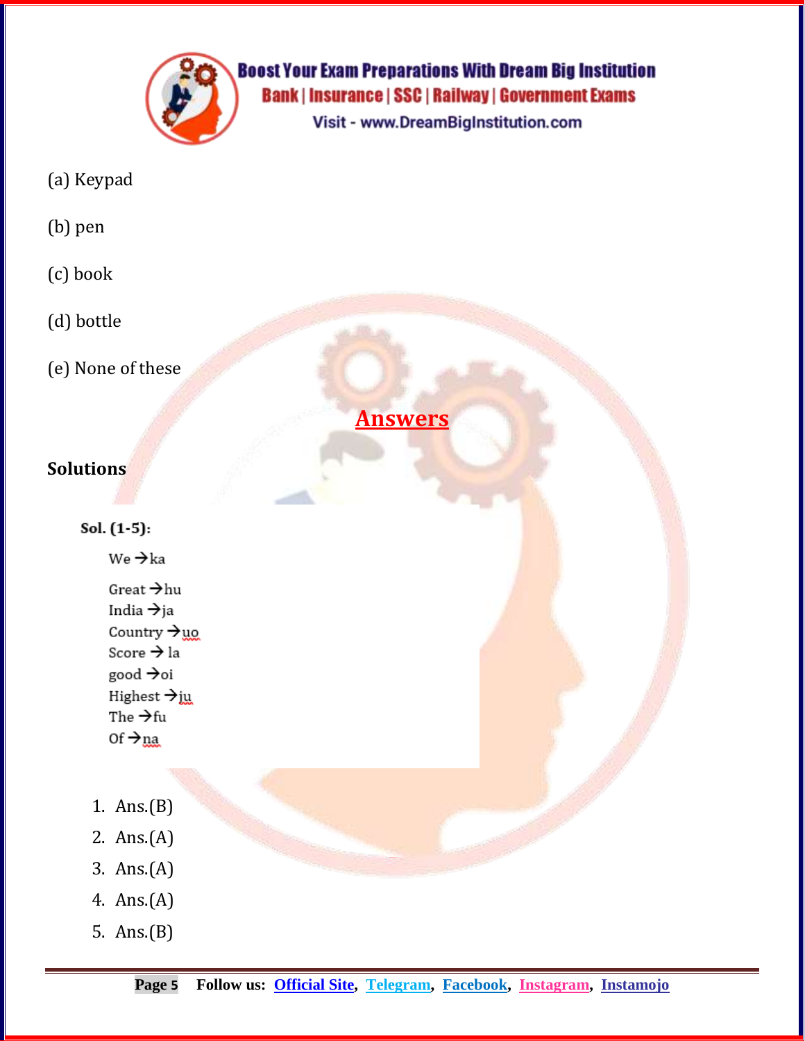(a) Keypad

(b) pen

(c) book

(d) bottle

(e) None of these

## Answers

**Solutions**

**Sol. (1-5):**

We → ka

Great → hu
India → ja
Country → uo
Score → la
good → oi
Highest → ju
The → fu
Of → na

1. Ans.(B)
2. Ans.(A)
3. Ans.(A)
4. Ans.(A)
5. Ans.(B)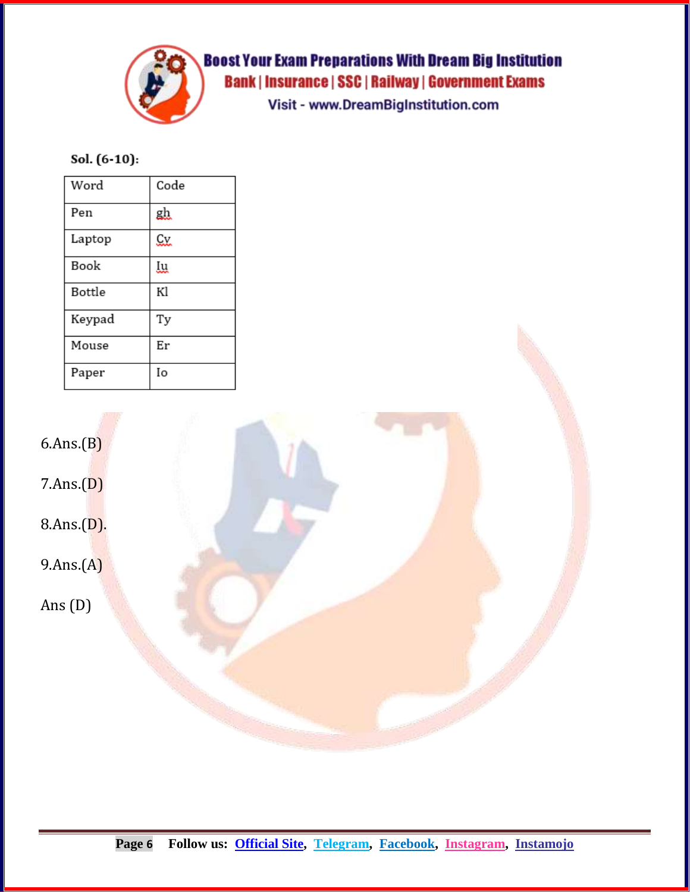**Sol. (6-10):**

| Word | Code |
|---|---|
| Pen | gh |
| Laptop | Cv |
| Book | Iu |
| Bottle | Kl |
| Keypad | Ty |
| Mouse | Er |
| Paper | Io |

6.Ans.(B)

7.Ans.(D)

8.Ans.(D).

9.Ans.(A)

Ans (D)